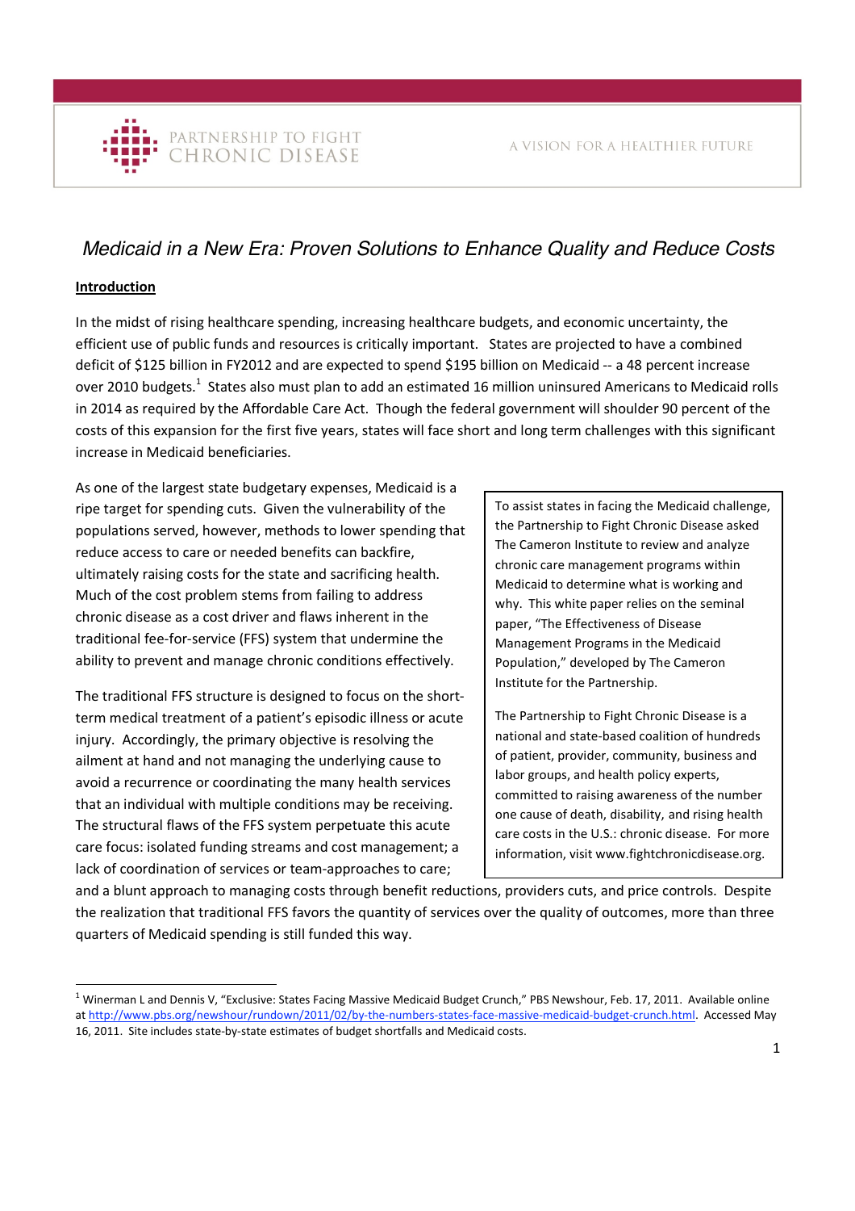PARTNERSHIP TO FIGHT CHRONIC DISEASE

A VISION FOR A HEALTHIER FUTURE

# *Medicaid in a New Era: Proven Solutions to Enhance Quality and Reduce Costs*

## Introduction

In the midst of rising healthcare spending, increasing healthcare budgets, and economic uncertainty, the efficient use of public funds and resources is critically important. States are projected to have a combined deficit of $125 billion in FY2012 and are expected to spend $195 billion on Medicaid -- a 48 percent increase over 2010 budgets.[1] States also must plan to add an estimated 16 million uninsured Americans to Medicaid rolls in 2014 as required by the Affordable Care Act. Though the federal government will shoulder 90 percent of the costs of this expansion for the first five years, states will face short and long term challenges with this significant increase in Medicaid beneficiaries.

As one of the largest state budgetary expenses, Medicaid is a ripe target for spending cuts. Given the vulnerability of the populations served, however, methods to lower spending that reduce access to care or needed benefits can backfire, ultimately raising costs for the state and sacrificing health. Much of the cost problem stems from failing to address chronic disease as a cost driver and flaws inherent in the traditional fee-for-service (FFS) system that undermine the ability to prevent and manage chronic conditions effectively.

The traditional FFS structure is designed to focus on the short-term medical treatment of a patient's episodic illness or acute injury. Accordingly, the primary objective is resolving the ailment at hand and not managing the underlying cause to avoid a recurrence or coordinating the many health services that an individual with multiple conditions may be receiving. The structural flaws of the FFS system perpetuate this acute care focus: isolated funding streams and cost management; a lack of coordination of services or team-approaches to care; and a blunt approach to managing costs through benefit reductions, providers cuts, and price controls. Despite the realization that traditional FFS favors the quantity of services over the quality of outcomes, more than three quarters of Medicaid spending is still funded this way.

> To assist states in facing the Medicaid challenge, the Partnership to Fight Chronic Disease asked The Cameron Institute to review and analyze chronic care management programs within Medicaid to determine what is working and why. This white paper relies on the seminal paper, "The Effectiveness of Disease Management Programs in the Medicaid Population," developed by The Cameron Institute for the Partnership.
>
> The Partnership to Fight Chronic Disease is a national and state-based coalition of hundreds of patient, provider, community, business and labor groups, and health policy experts, committed to raising awareness of the number one cause of death, disability, and rising health care costs in the U.S.: chronic disease. For more information, visit www.fightchronicdisease.org.

---

[1] Winerman L and Dennis V, "Exclusive: States Facing Massive Medicaid Budget Crunch," PBS Newshour, Feb. 17, 2011. Available online at http://www.pbs.org/newshour/rundown/2011/02/by-the-numbers-states-face-massive-medicaid-budget-crunch.html. Accessed May 16, 2011. Site includes state-by-state estimates of budget shortfalls and Medicaid costs.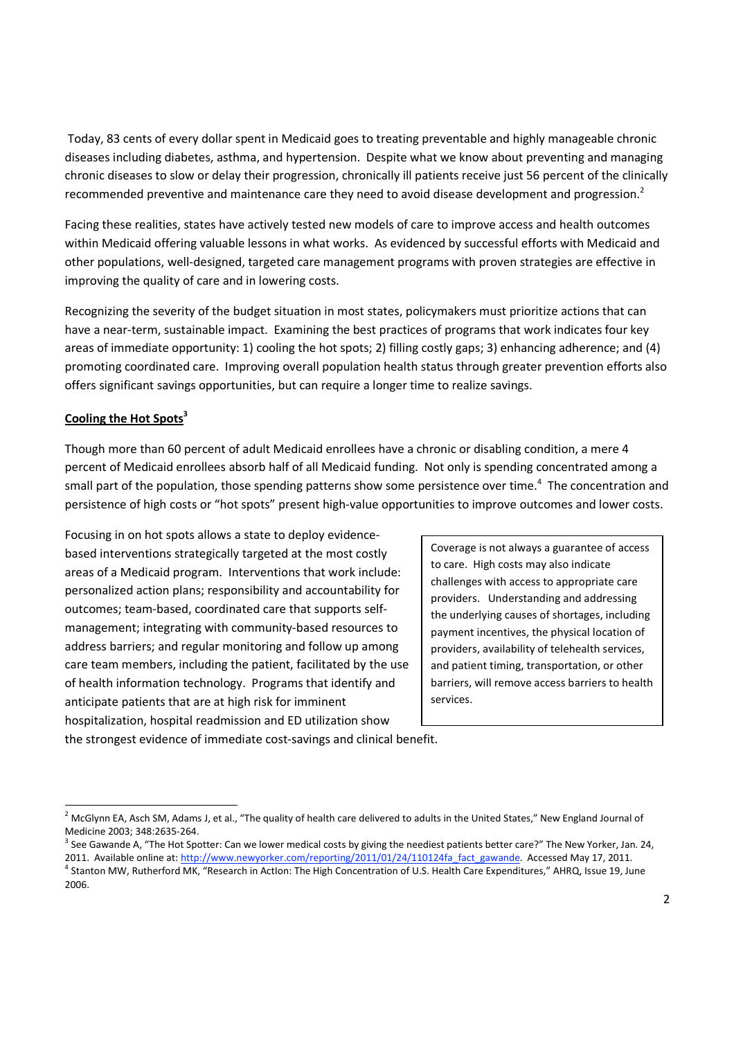Today, 83 cents of every dollar spent in Medicaid goes to treating preventable and highly manageable chronic diseases including diabetes, asthma, and hypertension. Despite what we know about preventing and managing chronic diseases to slow or delay their progression, chronically ill patients receive just 56 percent of the clinically recommended preventive and maintenance care they need to avoid disease development and progression.[2]

Facing these realities, states have actively tested new models of care to improve access and health outcomes within Medicaid offering valuable lessons in what works. As evidenced by successful efforts with Medicaid and other populations, well-designed, targeted care management programs with proven strategies are effective in improving the quality of care and in lowering costs.

Recognizing the severity of the budget situation in most states, policymakers must prioritize actions that can have a near-term, sustainable impact. Examining the best practices of programs that work indicates four key areas of immediate opportunity: 1) cooling the hot spots; 2) filling costly gaps; 3) enhancing adherence; and (4) promoting coordinated care. Improving overall population health status through greater prevention efforts also offers significant savings opportunities, but can require a longer time to realize savings.

**Cooling the Hot Spots[3]**

Though more than 60 percent of adult Medicaid enrollees have a chronic or disabling condition, a mere 4 percent of Medicaid enrollees absorb half of all Medicaid funding. Not only is spending concentrated among a small part of the population, those spending patterns show some persistence over time.[4] The concentration and persistence of high costs or "hot spots" present high-value opportunities to improve outcomes and lower costs.

Focusing in on hot spots allows a state to deploy evidence-based interventions strategically targeted at the most costly areas of a Medicaid program. Interventions that work include: personalized action plans; responsibility and accountability for outcomes; team-based, coordinated care that supports self-management; integrating with community-based resources to address barriers; and regular monitoring and follow up among care team members, including the patient, facilitated by the use of health information technology. Programs that identify and anticipate patients that are at high risk for imminent hospitalization, hospital readmission and ED utilization show the strongest evidence of immediate cost-savings and clinical benefit.

> Coverage is not always a guarantee of access to care. High costs may also indicate challenges with access to appropriate care providers. Understanding and addressing the underlying causes of shortages, including payment incentives, the physical location of providers, availability of telehealth services, and patient timing, transportation, or other barriers, will remove access barriers to health services.

---

[2] McGlynn EA, Asch SM, Adams J, et al., "The quality of health care delivered to adults in the United States," New England Journal of Medicine 2003; 348:2635-264.

[3] See Gawande A, "The Hot Spotter: Can we lower medical costs by giving the neediest patients better care?" The New Yorker, Jan. 24, 2011. Available online at: http://www.newyorker.com/reporting/2011/01/24/110124fa_fact_gawande. Accessed May 17, 2011.

[4] Stanton MW, Rutherford MK, "Research in ActIon: The High Concentration of U.S. Health Care Expenditures," AHRQ, Issue 19, June 2006.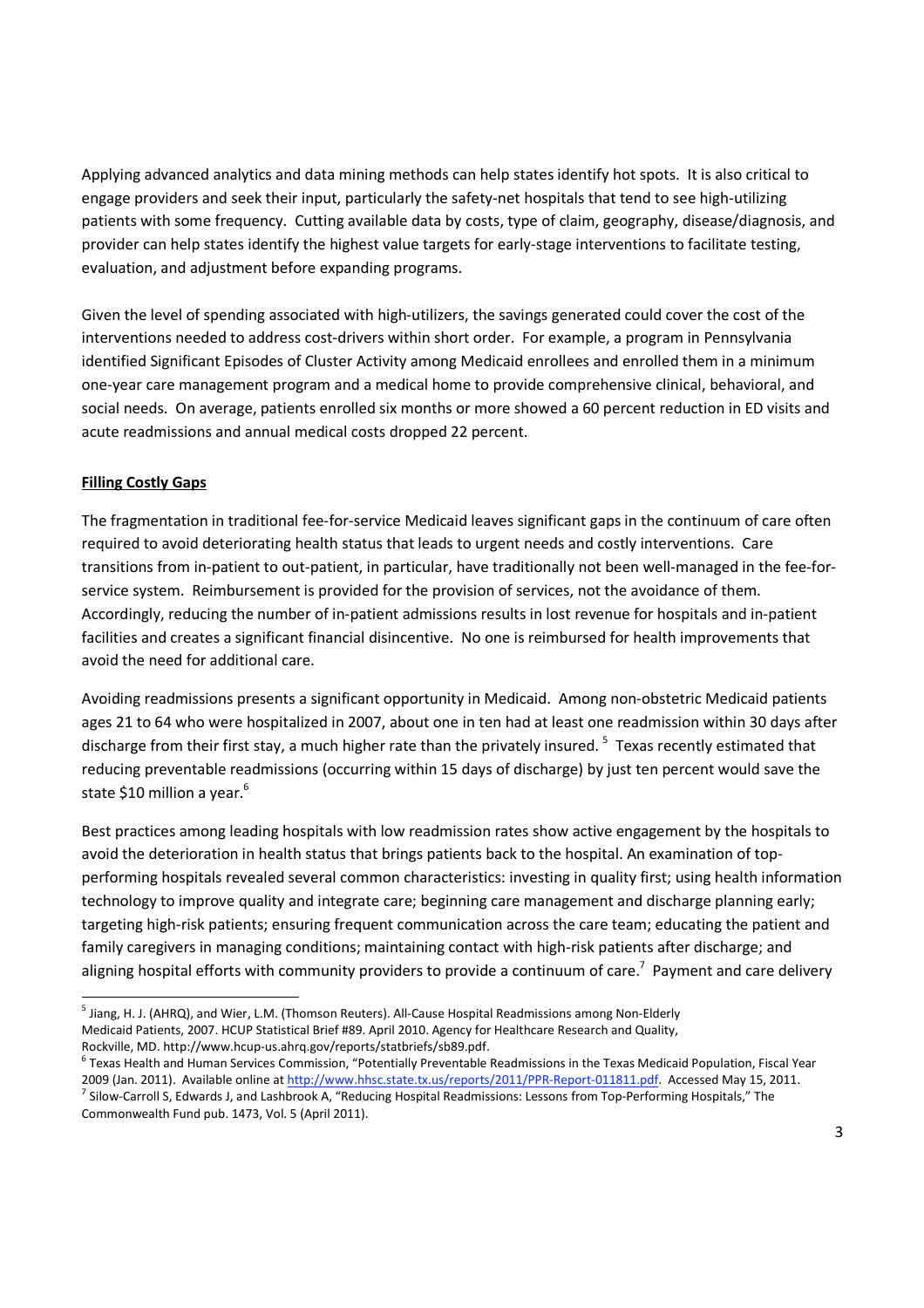Applying advanced analytics and data mining methods can help states identify hot spots. It is also critical to engage providers and seek their input, particularly the safety-net hospitals that tend to see high-utilizing patients with some frequency. Cutting available data by costs, type of claim, geography, disease/diagnosis, and provider can help states identify the highest value targets for early-stage interventions to facilitate testing, evaluation, and adjustment before expanding programs.

Given the level of spending associated with high-utilizers, the savings generated could cover the cost of the interventions needed to address cost-drivers within short order. For example, a program in Pennsylvania identified Significant Episodes of Cluster Activity among Medicaid enrollees and enrolled them in a minimum one-year care management program and a medical home to provide comprehensive clinical, behavioral, and social needs. On average, patients enrolled six months or more showed a 60 percent reduction in ED visits and acute readmissions and annual medical costs dropped 22 percent.

**Filling Costly Gaps**

The fragmentation in traditional fee-for-service Medicaid leaves significant gaps in the continuum of care often required to avoid deteriorating health status that leads to urgent needs and costly interventions. Care transitions from in-patient to out-patient, in particular, have traditionally not been well-managed in the fee-for-service system. Reimbursement is provided for the provision of services, not the avoidance of them. Accordingly, reducing the number of in-patient admissions results in lost revenue for hospitals and in-patient facilities and creates a significant financial disincentive. No one is reimbursed for health improvements that avoid the need for additional care.

Avoiding readmissions presents a significant opportunity in Medicaid. Among non-obstetric Medicaid patients ages 21 to 64 who were hospitalized in 2007, about one in ten had at least one readmission within 30 days after discharge from their first stay, a much higher rate than the privately insured. [5] Texas recently estimated that reducing preventable readmissions (occurring within 15 days of discharge) by just ten percent would save the state $10 million a year.[6]

Best practices among leading hospitals with low readmission rates show active engagement by the hospitals to avoid the deterioration in health status that brings patients back to the hospital. An examination of top-performing hospitals revealed several common characteristics: investing in quality first; using health information technology to improve quality and integrate care; beginning care management and discharge planning early; targeting high-risk patients; ensuring frequent communication across the care team; educating the patient and family caregivers in managing conditions; maintaining contact with high-risk patients after discharge; and aligning hospital efforts with community providers to provide a continuum of care.[7] Payment and care delivery

---

[5] Jiang, H. J. (AHRQ), and Wier, L.M. (Thomson Reuters). All-Cause Hospital Readmissions among Non-Elderly Medicaid Patients, 2007. HCUP Statistical Brief #89. April 2010. Agency for Healthcare Research and Quality, Rockville, MD. http://www.hcup-us.ahrq.gov/reports/statbriefs/sb89.pdf.

[6] Texas Health and Human Services Commission, "Potentially Preventable Readmissions in the Texas Medicaid Population, Fiscal Year 2009 (Jan. 2011). Available online at http://www.hhsc.state.tx.us/reports/2011/PPR-Report-011811.pdf. Accessed May 15, 2011.

[7] Silow-Carroll S, Edwards J, and Lashbrook A, "Reducing Hospital Readmissions: Lessons from Top-Performing Hospitals," The Commonwealth Fund pub. 1473, Vol. 5 (April 2011).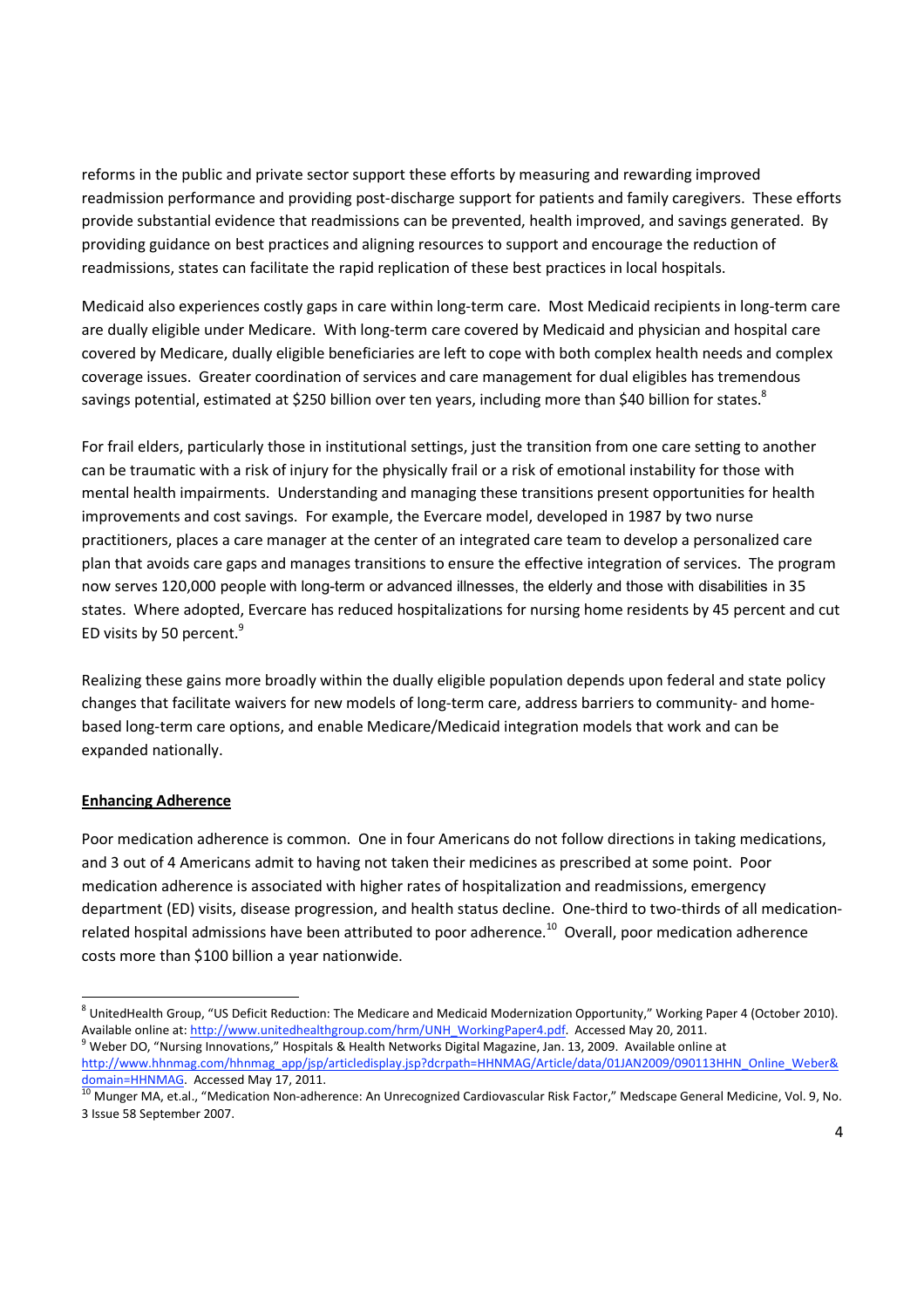reforms in the public and private sector support these efforts by measuring and rewarding improved readmission performance and providing post-discharge support for patients and family caregivers. These efforts provide substantial evidence that readmissions can be prevented, health improved, and savings generated. By providing guidance on best practices and aligning resources to support and encourage the reduction of readmissions, states can facilitate the rapid replication of these best practices in local hospitals.

Medicaid also experiences costly gaps in care within long-term care. Most Medicaid recipients in long-term care are dually eligible under Medicare. With long-term care covered by Medicaid and physician and hospital care covered by Medicare, dually eligible beneficiaries are left to cope with both complex health needs and complex coverage issues. Greater coordination of services and care management for dual eligibles has tremendous savings potential, estimated at $250 billion over ten years, including more than $40 billion for states.[8]

For frail elders, particularly those in institutional settings, just the transition from one care setting to another can be traumatic with a risk of injury for the physically frail or a risk of emotional instability for those with mental health impairments. Understanding and managing these transitions present opportunities for health improvements and cost savings. For example, the Evercare model, developed in 1987 by two nurse practitioners, places a care manager at the center of an integrated care team to develop a personalized care plan that avoids care gaps and manages transitions to ensure the effective integration of services. The program now serves 120,000 people with long-term or advanced illnesses, the elderly and those with disabilities in 35 states. Where adopted, Evercare has reduced hospitalizations for nursing home residents by 45 percent and cut ED visits by 50 percent.[9]

Realizing these gains more broadly within the dually eligible population depends upon federal and state policy changes that facilitate waivers for new models of long-term care, address barriers to community- and home-based long-term care options, and enable Medicare/Medicaid integration models that work and can be expanded nationally.

**Enhancing Adherence**

Poor medication adherence is common. One in four Americans do not follow directions in taking medications, and 3 out of 4 Americans admit to having not taken their medicines as prescribed at some point. Poor medication adherence is associated with higher rates of hospitalization and readmissions, emergency department (ED) visits, disease progression, and health status decline. One-third to two-thirds of all medication-related hospital admissions have been attributed to poor adherence.[10] Overall, poor medication adherence costs more than $100 billion a year nationwide.

---

[8] UnitedHealth Group, "US Deficit Reduction: The Medicare and Medicaid Modernization Opportunity," Working Paper 4 (October 2010). Available online at: http://www.unitedhealthgroup.com/hrm/UNH_WorkingPaper4.pdf. Accessed May 20, 2011.

[9] Weber DO, "Nursing Innovations," Hospitals & Health Networks Digital Magazine, Jan. 13, 2009. Available online at http://www.hhnmag.com/hhnmag_app/jsp/articledisplay.jsp?dcrpath=HHNMAG/Article/data/01JAN2009/090113HHN_Online_Weber&domain=HHNMAG. Accessed May 17, 2011.

[10] Munger MA, et.al., "Medication Non-adherence: An Unrecognized Cardiovascular Risk Factor," Medscape General Medicine, Vol. 9, No. 3 Issue 58 September 2007.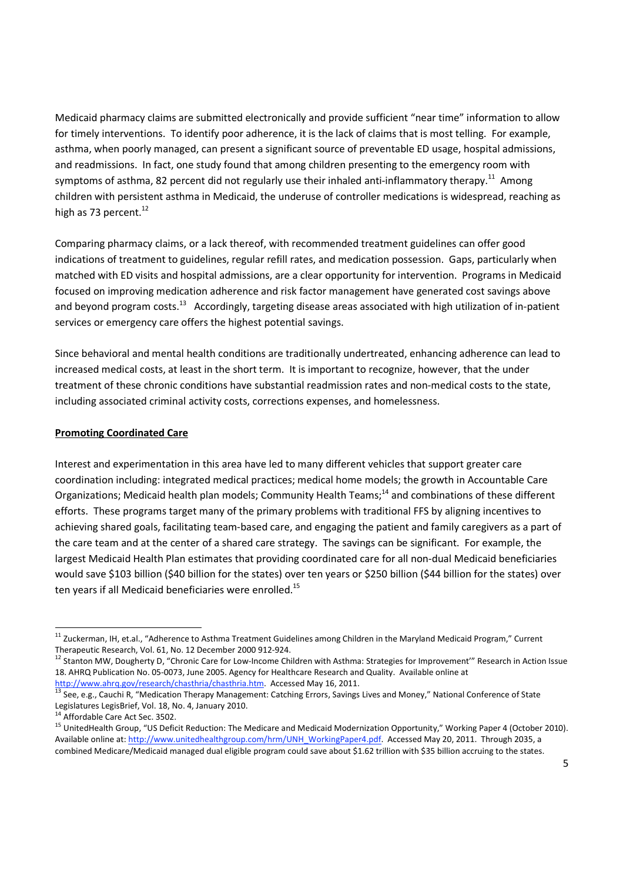Medicaid pharmacy claims are submitted electronically and provide sufficient "near time" information to allow for timely interventions. To identify poor adherence, it is the lack of claims that is most telling. For example, asthma, when poorly managed, can present a significant source of preventable ED usage, hospital admissions, and readmissions. In fact, one study found that among children presenting to the emergency room with symptoms of asthma, 82 percent did not regularly use their inhaled anti-inflammatory therapy.[11] Among children with persistent asthma in Medicaid, the underuse of controller medications is widespread, reaching as high as 73 percent.[12]

Comparing pharmacy claims, or a lack thereof, with recommended treatment guidelines can offer good indications of treatment to guidelines, regular refill rates, and medication possession. Gaps, particularly when matched with ED visits and hospital admissions, are a clear opportunity for intervention. Programs in Medicaid focused on improving medication adherence and risk factor management have generated cost savings above and beyond program costs.[13] Accordingly, targeting disease areas associated with high utilization of in-patient services or emergency care offers the highest potential savings.

Since behavioral and mental health conditions are traditionally undertreated, enhancing adherence can lead to increased medical costs, at least in the short term. It is important to recognize, however, that the under treatment of these chronic conditions have substantial readmission rates and non-medical costs to the state, including associated criminal activity costs, corrections expenses, and homelessness.

**Promoting Coordinated Care**

Interest and experimentation in this area have led to many different vehicles that support greater care coordination including: integrated medical practices; medical home models; the growth in Accountable Care Organizations; Medicaid health plan models; Community Health Teams;[14] and combinations of these different efforts. These programs target many of the primary problems with traditional FFS by aligning incentives to achieving shared goals, facilitating team-based care, and engaging the patient and family caregivers as a part of the care team and at the center of a shared care strategy. The savings can be significant. For example, the largest Medicaid Health Plan estimates that providing coordinated care for all non-dual Medicaid beneficiaries would save $103 billion ($40 billion for the states) over ten years or $250 billion ($44 billion for the states) over ten years if all Medicaid beneficiaries were enrolled.[15]

---

[11] Zuckerman, IH, et.al., "Adherence to Asthma Treatment Guidelines among Children in the Maryland Medicaid Program," Current Therapeutic Research, Vol. 61, No. 12 December 2000 912-924.

[12] Stanton MW, Dougherty D, "Chronic Care for Low-Income Children with Asthma: Strategies for Improvement'" Research in Action Issue 18. AHRQ Publication No. 05-0073, June 2005. Agency for Healthcare Research and Quality. Available online at http://www.ahrq.gov/research/chasthria/chasthria.htm. Accessed May 16, 2011.

[13] See, e.g., Cauchi R, "Medication Therapy Management: Catching Errors, Savings Lives and Money," National Conference of State Legislatures LegisBrief, Vol. 18, No. 4, January 2010.

[14] Affordable Care Act Sec. 3502.

[15] UnitedHealth Group, "US Deficit Reduction: The Medicare and Medicaid Modernization Opportunity," Working Paper 4 (October 2010). Available online at: http://www.unitedhealthgroup.com/hrm/UNH_WorkingPaper4.pdf. Accessed May 20, 2011. Through 2035, a combined Medicare/Medicaid managed dual eligible program could save about $1.62 trillion with $35 billion accruing to the states.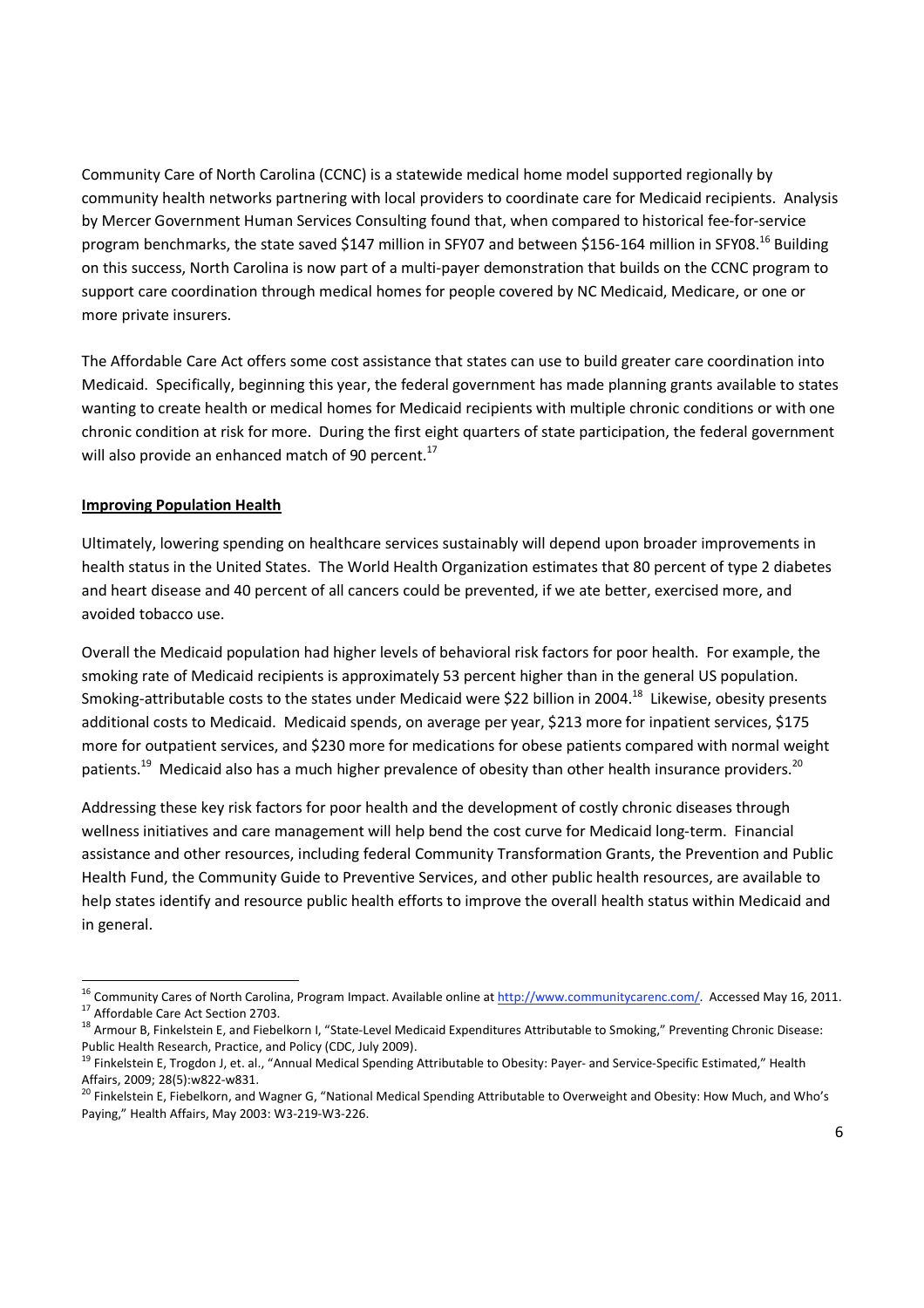Community Care of North Carolina (CCNC) is a statewide medical home model supported regionally by community health networks partnering with local providers to coordinate care for Medicaid recipients. Analysis by Mercer Government Human Services Consulting found that, when compared to historical fee-for-service program benchmarks, the state saved $147 million in SFY07 and between $156-164 million in SFY08.[16] Building on this success, North Carolina is now part of a multi-payer demonstration that builds on the CCNC program to support care coordination through medical homes for people covered by NC Medicaid, Medicare, or one or more private insurers.

The Affordable Care Act offers some cost assistance that states can use to build greater care coordination into Medicaid. Specifically, beginning this year, the federal government has made planning grants available to states wanting to create health or medical homes for Medicaid recipients with multiple chronic conditions or with one chronic condition at risk for more. During the first eight quarters of state participation, the federal government will also provide an enhanced match of 90 percent.[17]

**Improving Population Health**

Ultimately, lowering spending on healthcare services sustainably will depend upon broader improvements in health status in the United States. The World Health Organization estimates that 80 percent of type 2 diabetes and heart disease and 40 percent of all cancers could be prevented, if we ate better, exercised more, and avoided tobacco use.

Overall the Medicaid population had higher levels of behavioral risk factors for poor health. For example, the smoking rate of Medicaid recipients is approximately 53 percent higher than in the general US population. Smoking-attributable costs to the states under Medicaid were $22 billion in 2004.[18] Likewise, obesity presents additional costs to Medicaid. Medicaid spends, on average per year, $213 more for inpatient services, $175 more for outpatient services, and $230 more for medications for obese patients compared with normal weight patients.[19] Medicaid also has a much higher prevalence of obesity than other health insurance providers.[20]

Addressing these key risk factors for poor health and the development of costly chronic diseases through wellness initiatives and care management will help bend the cost curve for Medicaid long-term. Financial assistance and other resources, including federal Community Transformation Grants, the Prevention and Public Health Fund, the Community Guide to Preventive Services, and other public health resources, are available to help states identify and resource public health efforts to improve the overall health status within Medicaid and in general.

---

[16] Community Cares of North Carolina, Program Impact. Available online at http://www.communitycarenc.com/. Accessed May 16, 2011.

[17] Affordable Care Act Section 2703.

[18] Armour B, Finkelstein E, and Fiebelkorn I, "State-Level Medicaid Expenditures Attributable to Smoking," Preventing Chronic Disease: Public Health Research, Practice, and Policy (CDC, July 2009).

[19] Finkelstein E, Trogdon J, et. al., "Annual Medical Spending Attributable to Obesity: Payer- and Service-Specific Estimated," Health Affairs, 2009; 28(5):w822-w831.

[20] Finkelstein E, Fiebelkorn, and Wagner G, "National Medical Spending Attributable to Overweight and Obesity: How Much, and Who's Paying," Health Affairs, May 2003: W3-219-W3-226.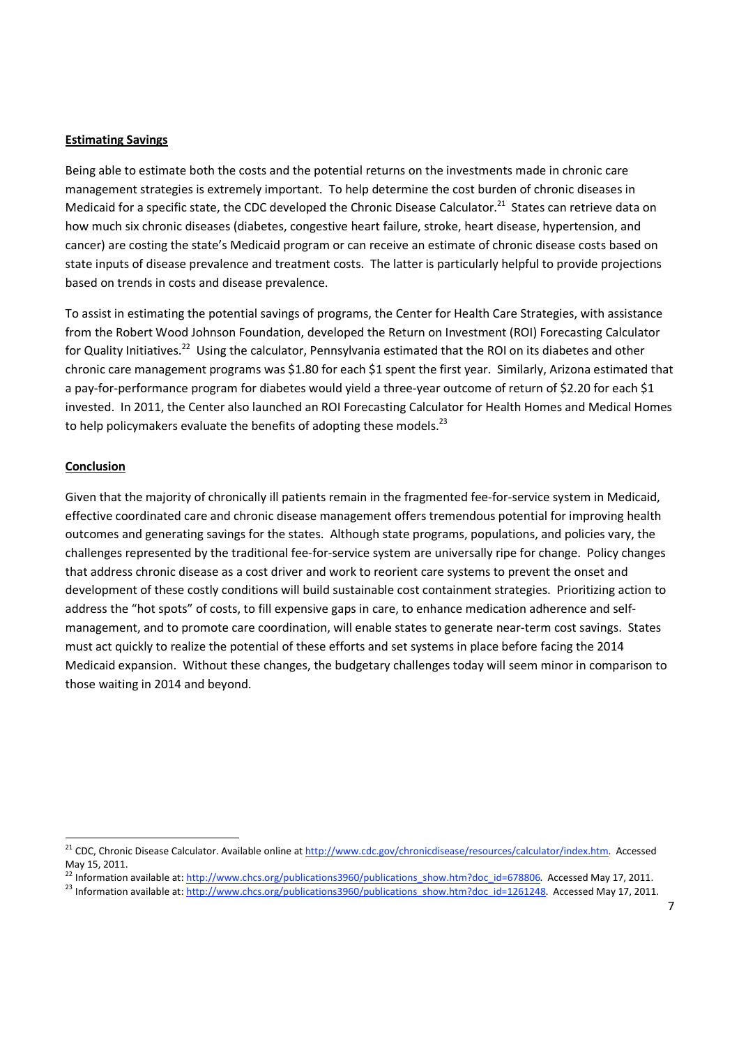**Estimating Savings**

Being able to estimate both the costs and the potential returns on the investments made in chronic care management strategies is extremely important. To help determine the cost burden of chronic diseases in Medicaid for a specific state, the CDC developed the Chronic Disease Calculator.[21] States can retrieve data on how much six chronic diseases (diabetes, congestive heart failure, stroke, heart disease, hypertension, and cancer) are costing the state's Medicaid program or can receive an estimate of chronic disease costs based on state inputs of disease prevalence and treatment costs. The latter is particularly helpful to provide projections based on trends in costs and disease prevalence.

To assist in estimating the potential savings of programs, the Center for Health Care Strategies, with assistance from the Robert Wood Johnson Foundation, developed the Return on Investment (ROI) Forecasting Calculator for Quality Initiatives.[22] Using the calculator, Pennsylvania estimated that the ROI on its diabetes and other chronic care management programs was $1.80 for each $1 spent the first year. Similarly, Arizona estimated that a pay-for-performance program for diabetes would yield a three-year outcome of return of $2.20 for each $1 invested. In 2011, the Center also launched an ROI Forecasting Calculator for Health Homes and Medical Homes to help policymakers evaluate the benefits of adopting these models.[23]

**Conclusion**

Given that the majority of chronically ill patients remain in the fragmented fee-for-service system in Medicaid, effective coordinated care and chronic disease management offers tremendous potential for improving health outcomes and generating savings for the states. Although state programs, populations, and policies vary, the challenges represented by the traditional fee-for-service system are universally ripe for change. Policy changes that address chronic disease as a cost driver and work to reorient care systems to prevent the onset and development of these costly conditions will build sustainable cost containment strategies. Prioritizing action to address the "hot spots" of costs, to fill expensive gaps in care, to enhance medication adherence and self-management, and to promote care coordination, will enable states to generate near-term cost savings. States must act quickly to realize the potential of these efforts and set systems in place before facing the 2014 Medicaid expansion. Without these changes, the budgetary challenges today will seem minor in comparison to those waiting in 2014 and beyond.

---

[21] CDC, Chronic Disease Calculator. Available online at http://www.cdc.gov/chronicdisease/resources/calculator/index.htm. Accessed May 15, 2011.

[22] Information available at: http://www.chcs.org/publications3960/publications_show.htm?doc_id=678806. Accessed May 17, 2011.

[23] Information available at: http://www.chcs.org/publications3960/publications_show.htm?doc_id=1261248. Accessed May 17, 2011.